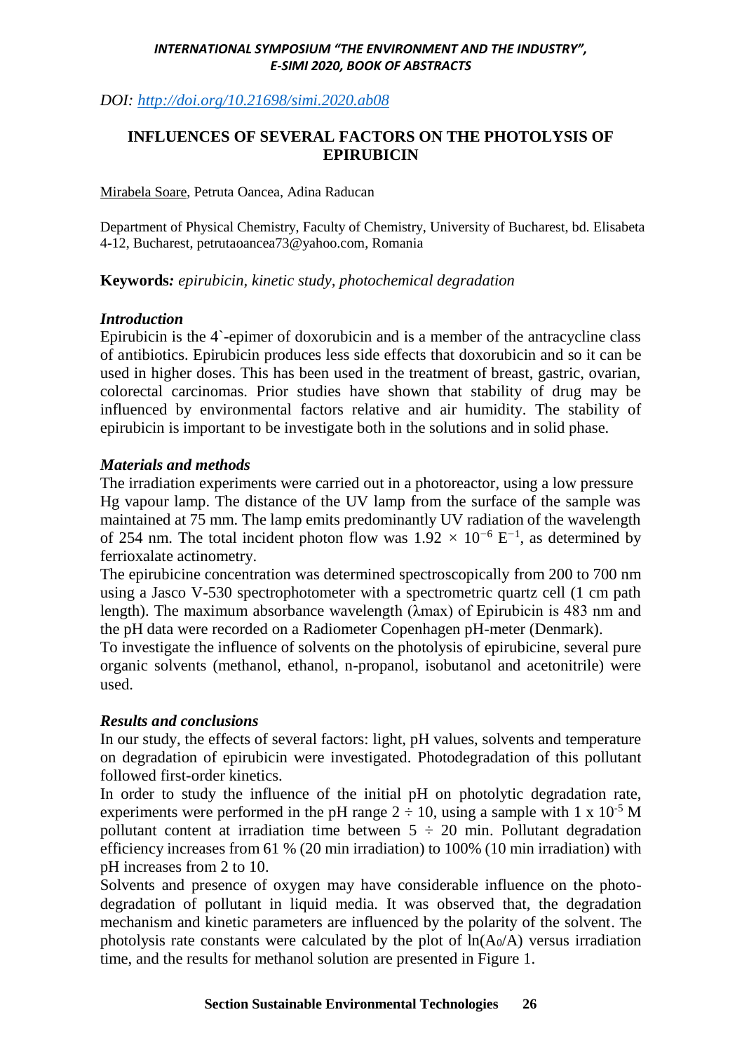DOI: [http://doi.org/10.21698/simi.2020.ab08](http://doi.org/10.21698/simi.2020.ab08)

# INFLUENCES OF SEVERAL FACTORS ON THE PHOTOLYSIS OF EPIRUBICIN

Mirabela Soare, Petruta Oancea, Adina Raducan

Department of Physical Chemistry, Faculty of Chemistry, University of Bucharest, bd. Elisabeta 4-12, Bucharest, petrutaoancea73@yahoo.com, Romania

**Keywords:** *epirubicin, kinetic study, photochemical degradation*

## *Introduction*

Epirubicin is the 4`-epimer of doxorubicin and is a member of the antracycline class of antibiotics. Epirubicin produces less side effects that doxorubicin and so it can be used in higher doses. This has been used in the treatment of breast, gastric, ovarian, colorectal carcinomas. Prior studies have shown that stability of drug may be influenced by environmental factors relative and air humidity. The stability of epirubicin is important to be investigate both in the solutions and in solid phase.

## *Materials and methods*

The irradiation experiments were carried out in a photoreactor, using a low pressure Hg vapour lamp. The distance of the UV lamp from the surface of the sample was maintained at 75 mm. The lamp emits predominantly UV radiation of the wavelength of 254 nm. The total incident photon flow was $1.92 \times 10^{-6}$ $E^{-1}$, as determined by ferrioxalate actinometry.

The epirubicine concentration was determined spectroscopically from 200 to 700 nm using a Jasco V-530 spectrophotometer with a spectrometric quartz cell (1 cm path length). The maximum absorbance wavelength (λmax) of Epirubicin is 483 nm and the pH data were recorded on a Radiometer Copenhagen pH-meter (Denmark).

To investigate the influence of solvents on the photolysis of epirubicine, several pure organic solvents (methanol, ethanol, n-propanol, isobutanol and acetonitrile) were used.

## *Results and conclusions*

In our study, the effects of several factors: light, pH values, solvents and temperature on degradation of epirubicin were investigated. Photodegradation of this pollutant followed first-order kinetics.

In order to study the influence of the initial pH on photolytic degradation rate, experiments were performed in the pH range 2 ÷ 10, using a sample with $1 \times 10^{-5}$ M pollutant content at irradiation time between 5 ÷ 20 min. Pollutant degradation efficiency increases from 61 % (20 min irradiation) to 100% (10 min irradiation) with pH increases from 2 to 10.

Solvents and presence of oxygen may have considerable influence on the photo-degradation of pollutant in liquid media. It was observed that, the degradation mechanism and kinetic parameters are influenced by the polarity of the solvent. The photolysis rate constants were calculated by the plot of $\ln(A_0/A)$ versus irradiation time, and the results for methanol solution are presented in Figure 1.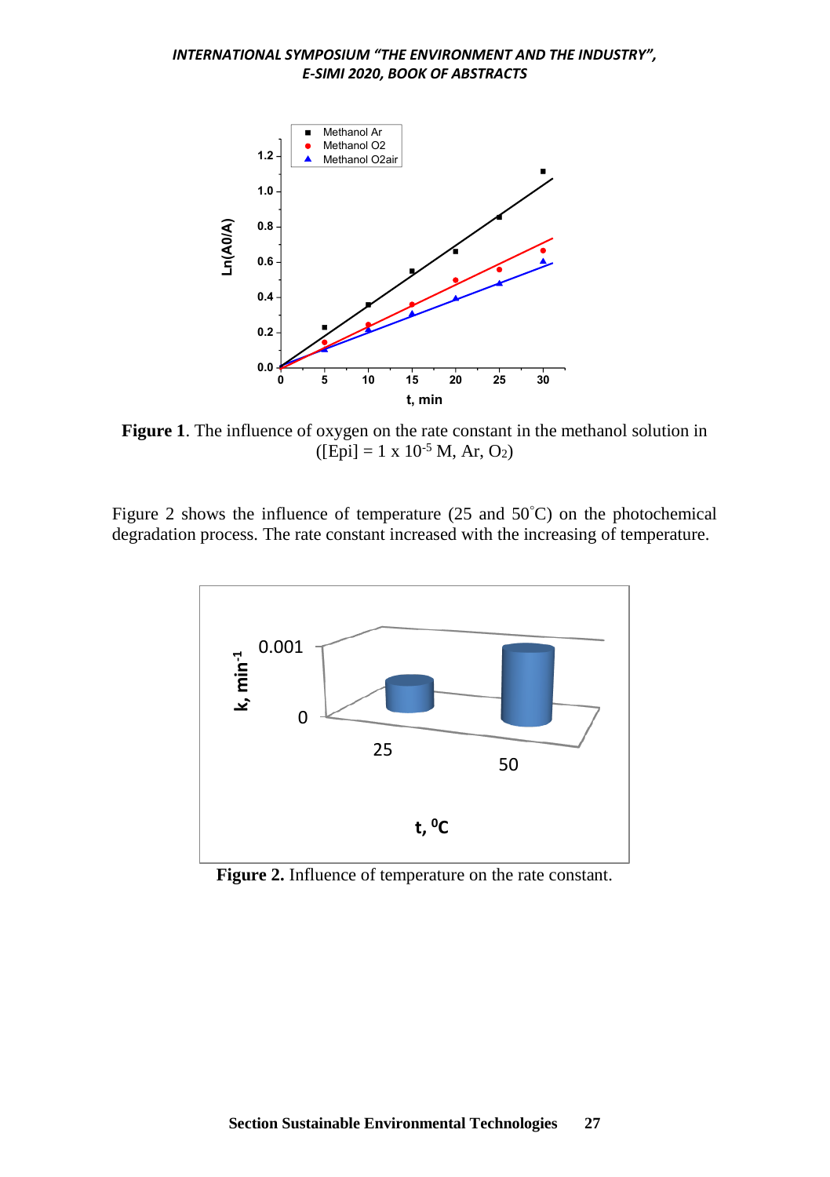Methanol Ar
Methanol O2
Methanol O2air

Ln(A0/A)

0.0
0.2
0.4
0.6
0.8
1.0
1.2

0
5
10
15
20
25
30

t, min

**Figure 1**. The influence of oxygen on the rate constant in the methanol solution in ([Epi] = 1 x $10^{-5}$ M, Ar, $O_2$)

Figure 2 shows the influence of temperature (25 and 50˚C) on the photochemical degradation process. The rate constant increased with the increasing of temperature.

k, $min^{-1}$

0.001

0

25

50

t, $^0C$

**Figure 2.** Influence of temperature on the rate constant.